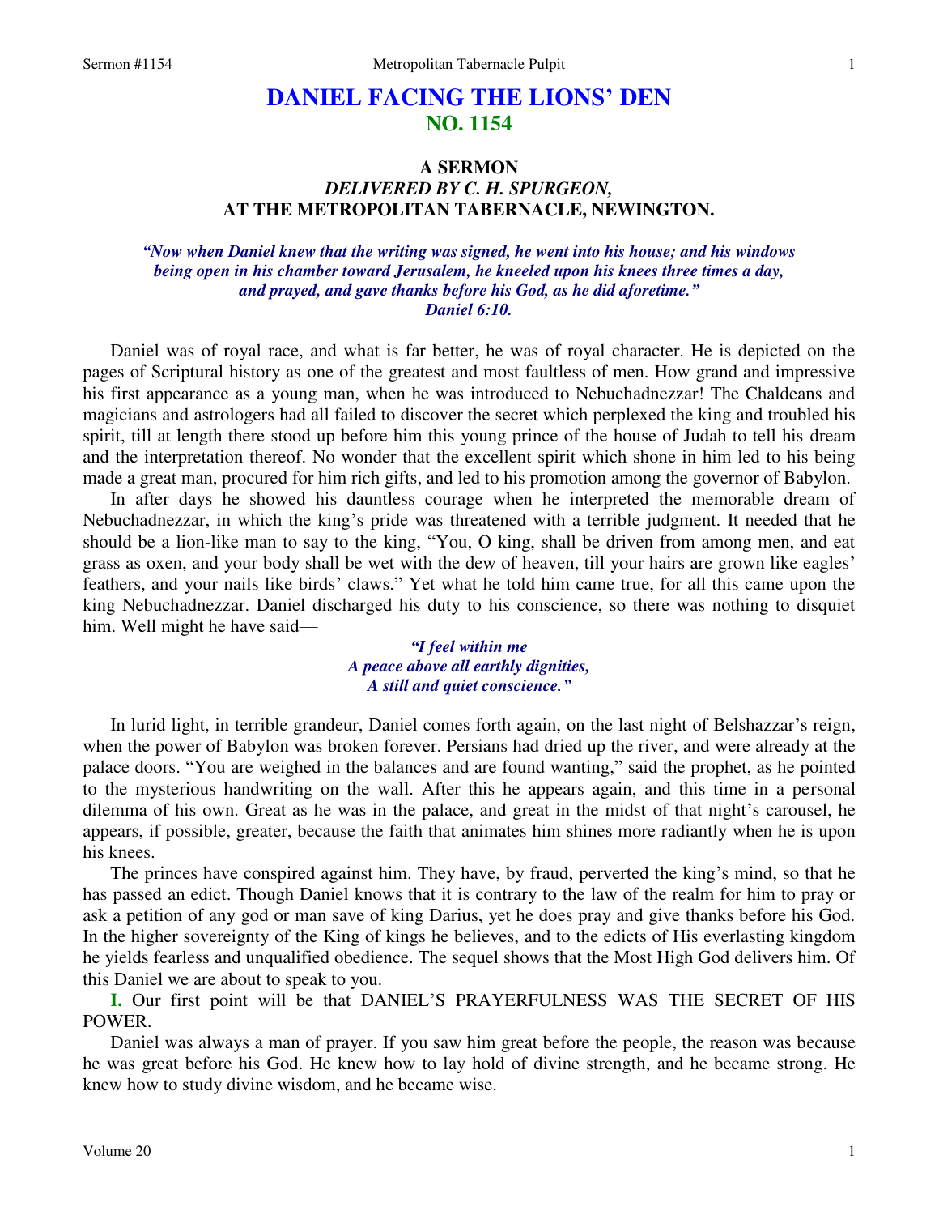# DANIEL FACING THE LIONS' DEN
## NO. 1154

### A SERMON
### *DELIVERED BY C. H. SPURGEON,*
### AT THE METROPOLITAN TABERNACLE, NEWINGTON.

*"Now when Daniel knew that the writing was signed, he went into his house; and his windows being open in his chamber toward Jerusalem, he kneeled upon his knees three times a day, and prayed, and gave thanks before his God, as he did aforetime."*
*Daniel 6:10.*

Daniel was of royal race, and what is far better, he was of royal character. He is depicted on the pages of Scriptural history as one of the greatest and most faultless of men. How grand and impressive his first appearance as a young man, when he was introduced to Nebuchadnezzar! The Chaldeans and magicians and astrologers had all failed to discover the secret which perplexed the king and troubled his spirit, till at length there stood up before him this young prince of the house of Judah to tell his dream and the interpretation thereof. No wonder that the excellent spirit which shone in him led to his being made a great man, procured for him rich gifts, and led to his promotion among the governor of Babylon.

In after days he showed his dauntless courage when he interpreted the memorable dream of Nebuchadnezzar, in which the king's pride was threatened with a terrible judgment. It needed that he should be a lion-like man to say to the king, "You, O king, shall be driven from among men, and eat grass as oxen, and your body shall be wet with the dew of heaven, till your hairs are grown like eagles' feathers, and your nails like birds' claws." Yet what he told him came true, for all this came upon the king Nebuchadnezzar. Daniel discharged his duty to his conscience, so there was nothing to disquiet him. Well might he have said—

*"I feel within me*
*A peace above all earthly dignities,*
*A still and quiet conscience."*

In lurid light, in terrible grandeur, Daniel comes forth again, on the last night of Belshazzar's reign, when the power of Babylon was broken forever. Persians had dried up the river, and were already at the palace doors. "You are weighed in the balances and are found wanting," said the prophet, as he pointed to the mysterious handwriting on the wall. After this he appears again, and this time in a personal dilemma of his own. Great as he was in the palace, and great in the midst of that night's carousel, he appears, if possible, greater, because the faith that animates him shines more radiantly when he is upon his knees.

The princes have conspired against him. They have, by fraud, perverted the king's mind, so that he has passed an edict. Though Daniel knows that it is contrary to the law of the realm for him to pray or ask a petition of any god or man save of king Darius, yet he does pray and give thanks before his God. In the higher sovereignty of the King of kings he believes, and to the edicts of His everlasting kingdom he yields fearless and unqualified obedience. The sequel shows that the Most High God delivers him. Of this Daniel we are about to speak to you.

**I.** Our first point will be that DANIEL'S PRAYERFULNESS WAS THE SECRET OF HIS POWER.

Daniel was always a man of prayer. If you saw him great before the people, the reason was because he was great before his God. He knew how to lay hold of divine strength, and he became strong. He knew how to study divine wisdom, and he became wise.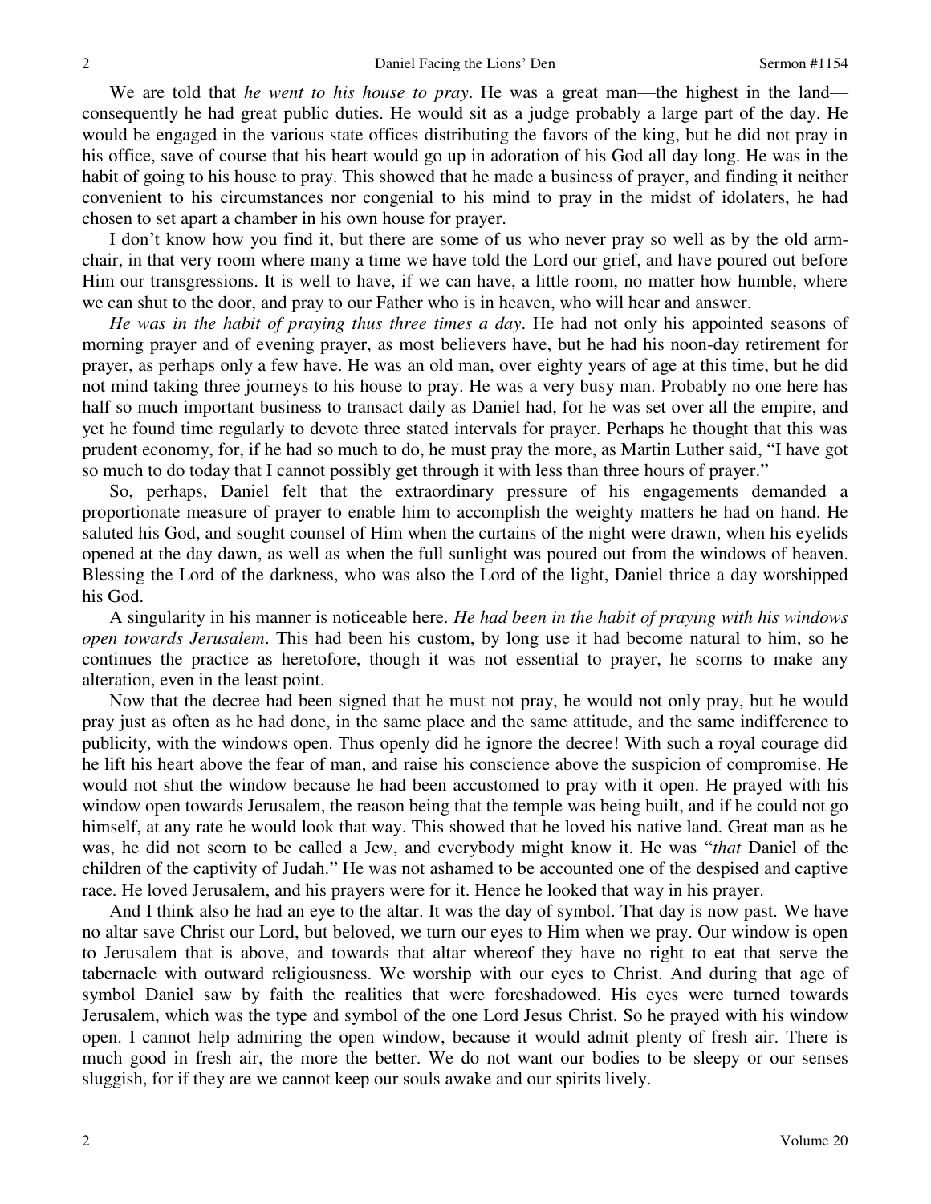We are told that *he went to his house to pray*. He was a great man—the highest in the land—consequently he had great public duties. He would sit as a judge probably a large part of the day. He would be engaged in the various state offices distributing the favors of the king, but he did not pray in his office, save of course that his heart would go up in adoration of his God all day long. He was in the habit of going to his house to pray. This showed that he made a business of prayer, and finding it neither convenient to his circumstances nor congenial to his mind to pray in the midst of idolaters, he had chosen to set apart a chamber in his own house for prayer.

I don't know how you find it, but there are some of us who never pray so well as by the old arm-chair, in that very room where many a time we have told the Lord our grief, and have poured out before Him our transgressions. It is well to have, if we can have, a little room, no matter how humble, where we can shut to the door, and pray to our Father who is in heaven, who will hear and answer.

*He was in the habit of praying thus three times a day*. He had not only his appointed seasons of morning prayer and of evening prayer, as most believers have, but he had his noon-day retirement for prayer, as perhaps only a few have. He was an old man, over eighty years of age at this time, but he did not mind taking three journeys to his house to pray. He was a very busy man. Probably no one here has half so much important business to transact daily as Daniel had, for he was set over all the empire, and yet he found time regularly to devote three stated intervals for prayer. Perhaps he thought that this was prudent economy, for, if he had so much to do, he must pray the more, as Martin Luther said, "I have got so much to do today that I cannot possibly get through it with less than three hours of prayer."

So, perhaps, Daniel felt that the extraordinary pressure of his engagements demanded a proportionate measure of prayer to enable him to accomplish the weighty matters he had on hand. He saluted his God, and sought counsel of Him when the curtains of the night were drawn, when his eyelids opened at the day dawn, as well as when the full sunlight was poured out from the windows of heaven. Blessing the Lord of the darkness, who was also the Lord of the light, Daniel thrice a day worshipped his God.

A singularity in his manner is noticeable here. *He had been in the habit of praying with his windows open towards Jerusalem*. This had been his custom, by long use it had become natural to him, so he continues the practice as heretofore, though it was not essential to prayer, he scorns to make any alteration, even in the least point.

Now that the decree had been signed that he must not pray, he would not only pray, but he would pray just as often as he had done, in the same place and the same attitude, and the same indifference to publicity, with the windows open. Thus openly did he ignore the decree! With such a royal courage did he lift his heart above the fear of man, and raise his conscience above the suspicion of compromise. He would not shut the window because he had been accustomed to pray with it open. He prayed with his window open towards Jerusalem, the reason being that the temple was being built, and if he could not go himself, at any rate he would look that way. This showed that he loved his native land. Great man as he was, he did not scorn to be called a Jew, and everybody might know it. He was "*that* Daniel of the children of the captivity of Judah." He was not ashamed to be accounted one of the despised and captive race. He loved Jerusalem, and his prayers were for it. Hence he looked that way in his prayer.

And I think also he had an eye to the altar. It was the day of symbol. That day is now past. We have no altar save Christ our Lord, but beloved, we turn our eyes to Him when we pray. Our window is open to Jerusalem that is above, and towards that altar whereof they have no right to eat that serve the tabernacle with outward religiousness. We worship with our eyes to Christ. And during that age of symbol Daniel saw by faith the realities that were foreshadowed. His eyes were turned towards Jerusalem, which was the type and symbol of the one Lord Jesus Christ. So he prayed with his window open. I cannot help admiring the open window, because it would admit plenty of fresh air. There is much good in fresh air, the more the better. We do not want our bodies to be sleepy or our senses sluggish, for if they are we cannot keep our souls awake and our spirits lively.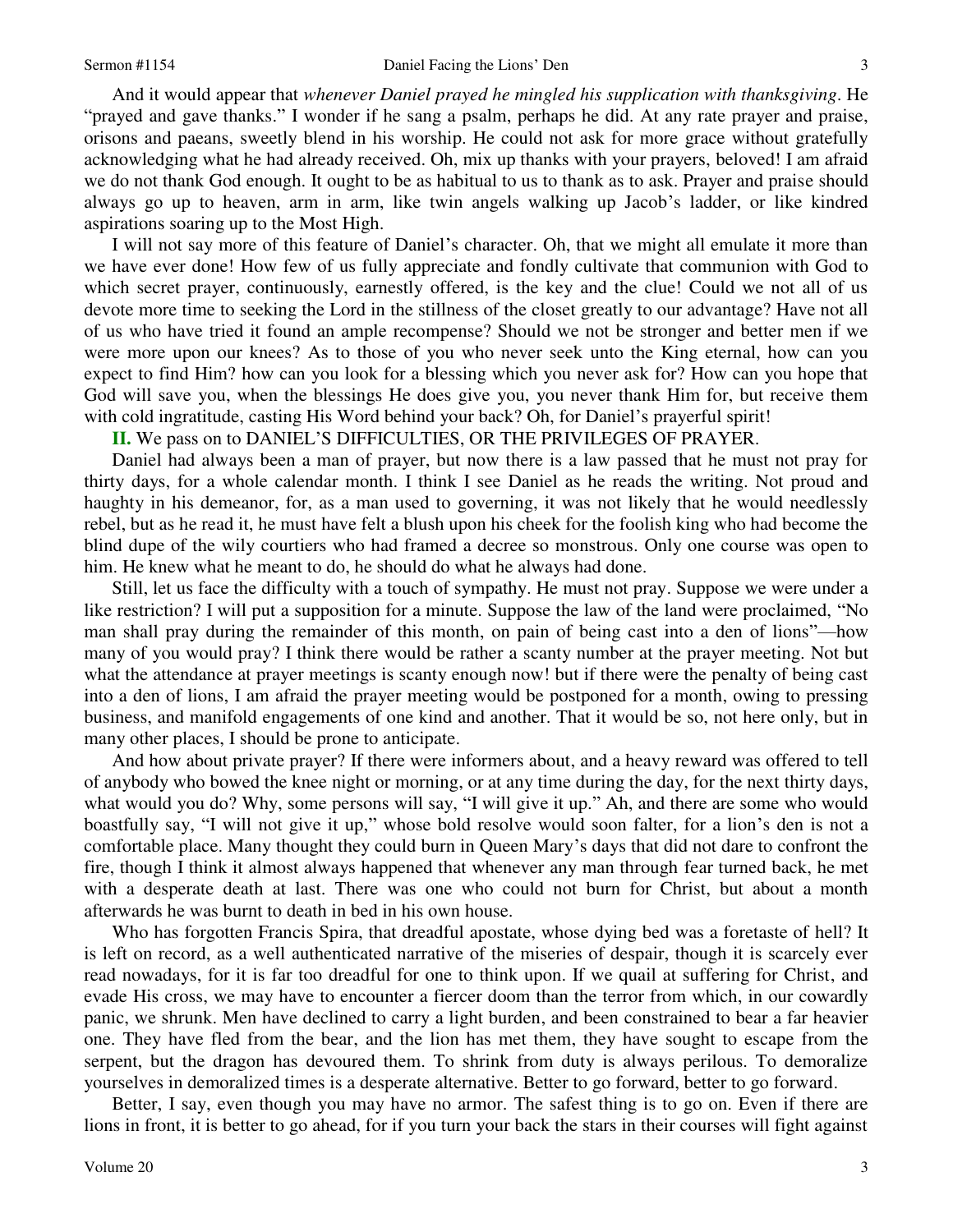And it would appear that *whenever Daniel prayed he mingled his supplication with thanksgiving*. He "prayed and gave thanks." I wonder if he sang a psalm, perhaps he did. At any rate prayer and praise, orisons and paeans, sweetly blend in his worship. He could not ask for more grace without gratefully acknowledging what he had already received. Oh, mix up thanks with your prayers, beloved! I am afraid we do not thank God enough. It ought to be as habitual to us to thank as to ask. Prayer and praise should always go up to heaven, arm in arm, like twin angels walking up Jacob's ladder, or like kindred aspirations soaring up to the Most High.

I will not say more of this feature of Daniel's character. Oh, that we might all emulate it more than we have ever done! How few of us fully appreciate and fondly cultivate that communion with God to which secret prayer, continuously, earnestly offered, is the key and the clue! Could we not all of us devote more time to seeking the Lord in the stillness of the closet greatly to our advantage? Have not all of us who have tried it found an ample recompense? Should we not be stronger and better men if we were more upon our knees? As to those of you who never seek unto the King eternal, how can you expect to find Him? how can you look for a blessing which you never ask for? How can you hope that God will save you, when the blessings He does give you, you never thank Him for, but receive them with cold ingratitude, casting His Word behind your back? Oh, for Daniel's prayerful spirit!

**II.** We pass on to DANIEL'S DIFFICULTIES, OR THE PRIVILEGES OF PRAYER.

Daniel had always been a man of prayer, but now there is a law passed that he must not pray for thirty days, for a whole calendar month. I think I see Daniel as he reads the writing. Not proud and haughty in his demeanor, for, as a man used to governing, it was not likely that he would needlessly rebel, but as he read it, he must have felt a blush upon his cheek for the foolish king who had become the blind dupe of the wily courtiers who had framed a decree so monstrous. Only one course was open to him. He knew what he meant to do, he should do what he always had done.

Still, let us face the difficulty with a touch of sympathy. He must not pray. Suppose we were under a like restriction? I will put a supposition for a minute. Suppose the law of the land were proclaimed, "No man shall pray during the remainder of this month, on pain of being cast into a den of lions"—how many of you would pray? I think there would be rather a scanty number at the prayer meeting. Not but what the attendance at prayer meetings is scanty enough now! but if there were the penalty of being cast into a den of lions, I am afraid the prayer meeting would be postponed for a month, owing to pressing business, and manifold engagements of one kind and another. That it would be so, not here only, but in many other places, I should be prone to anticipate.

And how about private prayer? If there were informers about, and a heavy reward was offered to tell of anybody who bowed the knee night or morning, or at any time during the day, for the next thirty days, what would you do? Why, some persons will say, "I will give it up." Ah, and there are some who would boastfully say, "I will not give it up," whose bold resolve would soon falter, for a lion's den is not a comfortable place. Many thought they could burn in Queen Mary's days that did not dare to confront the fire, though I think it almost always happened that whenever any man through fear turned back, he met with a desperate death at last. There was one who could not burn for Christ, but about a month afterwards he was burnt to death in bed in his own house.

Who has forgotten Francis Spira, that dreadful apostate, whose dying bed was a foretaste of hell? It is left on record, as a well authenticated narrative of the miseries of despair, though it is scarcely ever read nowadays, for it is far too dreadful for one to think upon. If we quail at suffering for Christ, and evade His cross, we may have to encounter a fiercer doom than the terror from which, in our cowardly panic, we shrunk. Men have declined to carry a light burden, and been constrained to bear a far heavier one. They have fled from the bear, and the lion has met them, they have sought to escape from the serpent, but the dragon has devoured them. To shrink from duty is always perilous. To demoralize yourselves in demoralized times is a desperate alternative. Better to go forward, better to go forward.

Better, I say, even though you may have no armor. The safest thing is to go on. Even if there are lions in front, it is better to go ahead, for if you turn your back the stars in their courses will fight against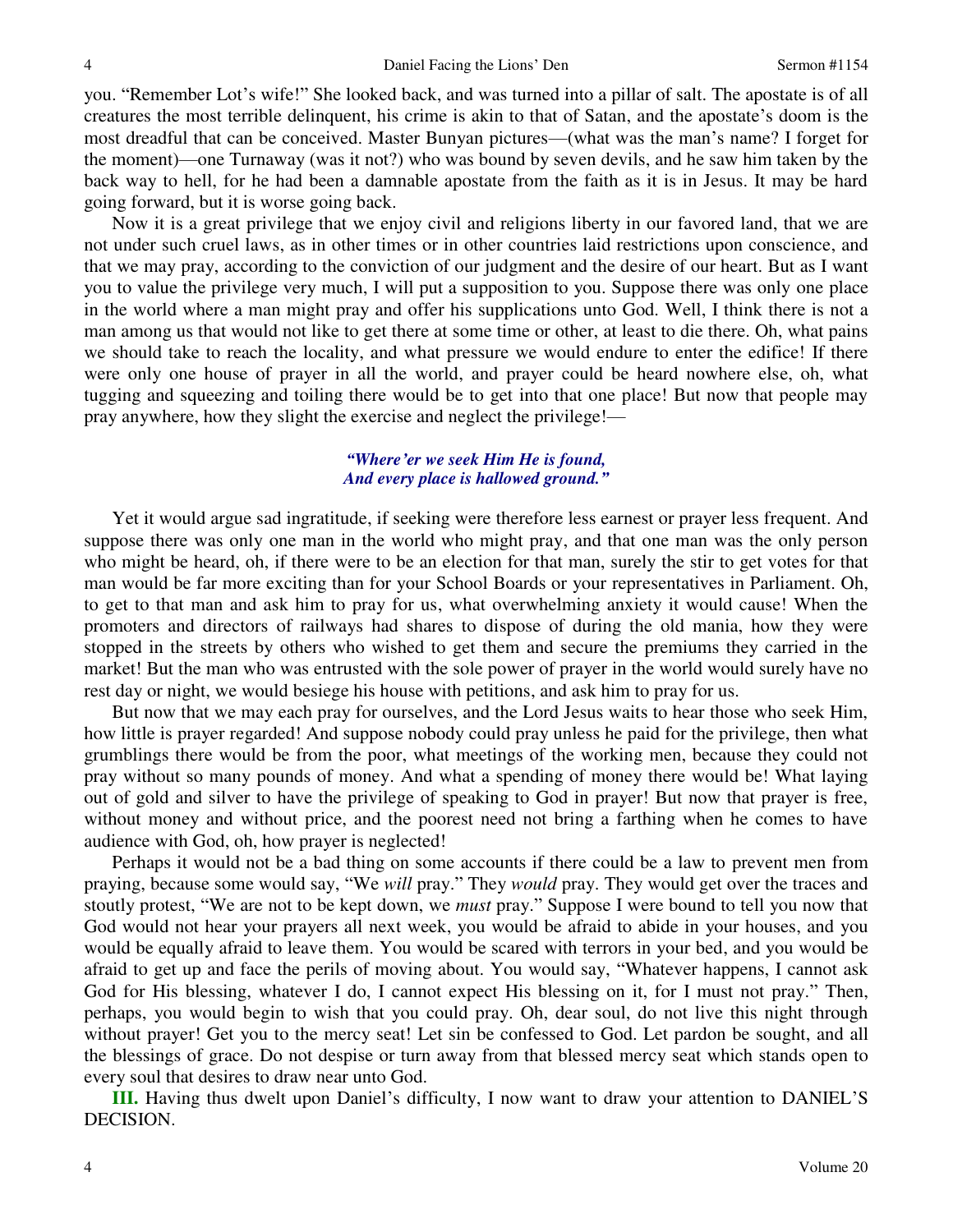you. "Remember Lot's wife!" She looked back, and was turned into a pillar of salt. The apostate is of all creatures the most terrible delinquent, his crime is akin to that of Satan, and the apostate's doom is the most dreadful that can be conceived. Master Bunyan pictures—(what was the man's name? I forget for the moment)—one Turnaway (was it not?) who was bound by seven devils, and he saw him taken by the back way to hell, for he had been a damnable apostate from the faith as it is in Jesus. It may be hard going forward, but it is worse going back.

Now it is a great privilege that we enjoy civil and religions liberty in our favored land, that we are not under such cruel laws, as in other times or in other countries laid restrictions upon conscience, and that we may pray, according to the conviction of our judgment and the desire of our heart. But as I want you to value the privilege very much, I will put a supposition to you. Suppose there was only one place in the world where a man might pray and offer his supplications unto God. Well, I think there is not a man among us that would not like to get there at some time or other, at least to die there. Oh, what pains we should take to reach the locality, and what pressure we would endure to enter the edifice! If there were only one house of prayer in all the world, and prayer could be heard nowhere else, oh, what tugging and squeezing and toiling there would be to get into that one place! But now that people may pray anywhere, how they slight the exercise and neglect the privilege!—

*"Where'er we seek Him He is found,*
*And every place is hallowed ground."*

Yet it would argue sad ingratitude, if seeking were therefore less earnest or prayer less frequent. And suppose there was only one man in the world who might pray, and that one man was the only person who might be heard, oh, if there were to be an election for that man, surely the stir to get votes for that man would be far more exciting than for your School Boards or your representatives in Parliament. Oh, to get to that man and ask him to pray for us, what overwhelming anxiety it would cause! When the promoters and directors of railways had shares to dispose of during the old mania, how they were stopped in the streets by others who wished to get them and secure the premiums they carried in the market! But the man who was entrusted with the sole power of prayer in the world would surely have no rest day or night, we would besiege his house with petitions, and ask him to pray for us.

But now that we may each pray for ourselves, and the Lord Jesus waits to hear those who seek Him, how little is prayer regarded! And suppose nobody could pray unless he paid for the privilege, then what grumblings there would be from the poor, what meetings of the working men, because they could not pray without so many pounds of money. And what a spending of money there would be! What laying out of gold and silver to have the privilege of speaking to God in prayer! But now that prayer is free, without money and without price, and the poorest need not bring a farthing when he comes to have audience with God, oh, how prayer is neglected!

Perhaps it would not be a bad thing on some accounts if there could be a law to prevent men from praying, because some would say, "We *will* pray." They *would* pray. They would get over the traces and stoutly protest, "We are not to be kept down, we *must* pray." Suppose I were bound to tell you now that God would not hear your prayers all next week, you would be afraid to abide in your houses, and you would be equally afraid to leave them. You would be scared with terrors in your bed, and you would be afraid to get up and face the perils of moving about. You would say, "Whatever happens, I cannot ask God for His blessing, whatever I do, I cannot expect His blessing on it, for I must not pray." Then, perhaps, you would begin to wish that you could pray. Oh, dear soul, do not live this night through without prayer! Get you to the mercy seat! Let sin be confessed to God. Let pardon be sought, and all the blessings of grace. Do not despise or turn away from that blessed mercy seat which stands open to every soul that desires to draw near unto God.

**III.** Having thus dwelt upon Daniel's difficulty, I now want to draw your attention to DANIEL'S DECISION.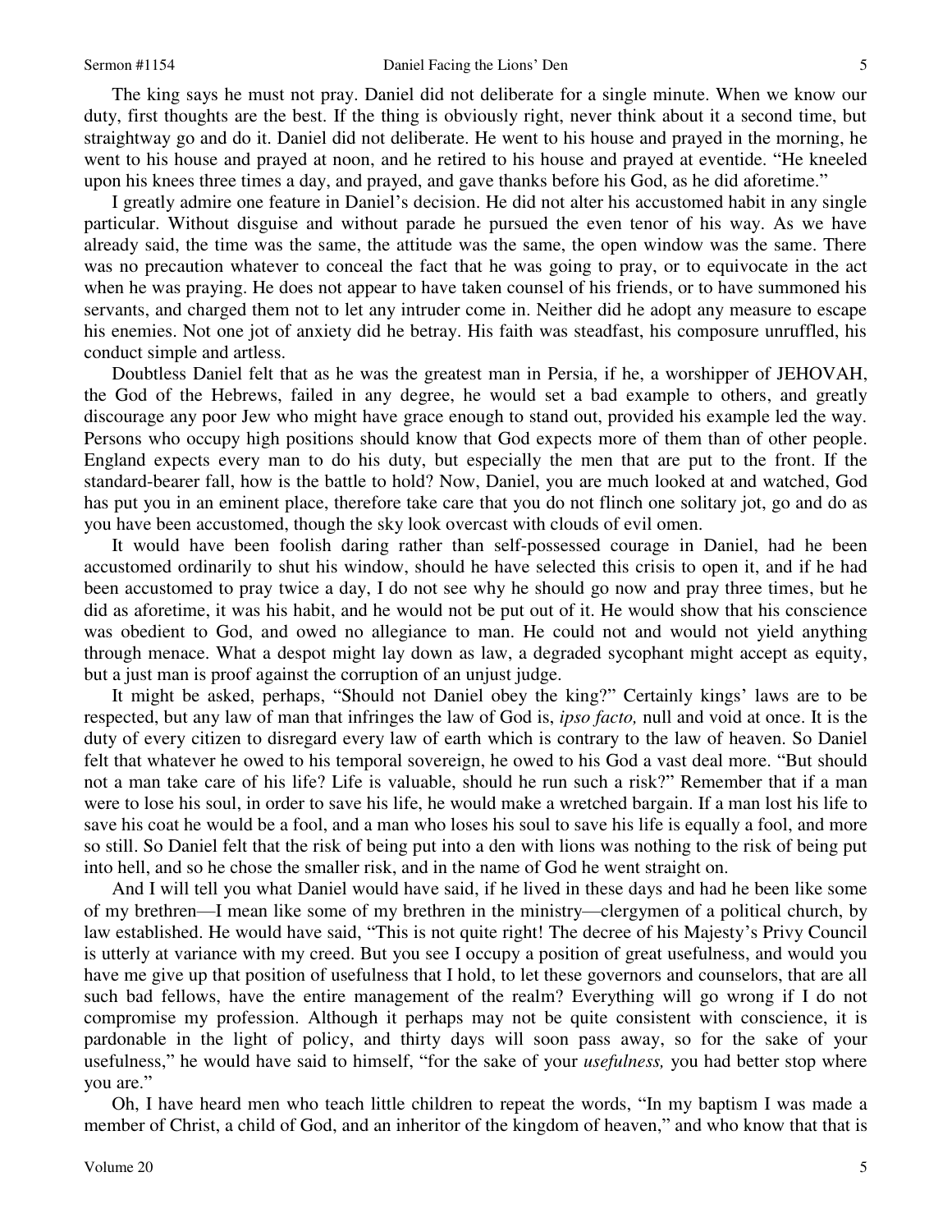The king says he must not pray. Daniel did not deliberate for a single minute. When we know our duty, first thoughts are the best. If the thing is obviously right, never think about it a second time, but straightway go and do it. Daniel did not deliberate. He went to his house and prayed in the morning, he went to his house and prayed at noon, and he retired to his house and prayed at eventide. "He kneeled upon his knees three times a day, and prayed, and gave thanks before his God, as he did aforetime."

I greatly admire one feature in Daniel's decision. He did not alter his accustomed habit in any single particular. Without disguise and without parade he pursued the even tenor of his way. As we have already said, the time was the same, the attitude was the same, the open window was the same. There was no precaution whatever to conceal the fact that he was going to pray, or to equivocate in the act when he was praying. He does not appear to have taken counsel of his friends, or to have summoned his servants, and charged them not to let any intruder come in. Neither did he adopt any measure to escape his enemies. Not one jot of anxiety did he betray. His faith was steadfast, his composure unruffled, his conduct simple and artless.

Doubtless Daniel felt that as he was the greatest man in Persia, if he, a worshipper of JEHOVAH, the God of the Hebrews, failed in any degree, he would set a bad example to others, and greatly discourage any poor Jew who might have grace enough to stand out, provided his example led the way. Persons who occupy high positions should know that God expects more of them than of other people. England expects every man to do his duty, but especially the men that are put to the front. If the standard-bearer fall, how is the battle to hold? Now, Daniel, you are much looked at and watched, God has put you in an eminent place, therefore take care that you do not flinch one solitary jot, go and do as you have been accustomed, though the sky look overcast with clouds of evil omen.

It would have been foolish daring rather than self-possessed courage in Daniel, had he been accustomed ordinarily to shut his window, should he have selected this crisis to open it, and if he had been accustomed to pray twice a day, I do not see why he should go now and pray three times, but he did as aforetime, it was his habit, and he would not be put out of it. He would show that his conscience was obedient to God, and owed no allegiance to man. He could not and would not yield anything through menace. What a despot might lay down as law, a degraded sycophant might accept as equity, but a just man is proof against the corruption of an unjust judge.

It might be asked, perhaps, "Should not Daniel obey the king?" Certainly kings' laws are to be respected, but any law of man that infringes the law of God is, *ipso facto,* null and void at once. It is the duty of every citizen to disregard every law of earth which is contrary to the law of heaven. So Daniel felt that whatever he owed to his temporal sovereign, he owed to his God a vast deal more. "But should not a man take care of his life? Life is valuable, should he run such a risk?" Remember that if a man were to lose his soul, in order to save his life, he would make a wretched bargain. If a man lost his life to save his coat he would be a fool, and a man who loses his soul to save his life is equally a fool, and more so still. So Daniel felt that the risk of being put into a den with lions was nothing to the risk of being put into hell, and so he chose the smaller risk, and in the name of God he went straight on.

And I will tell you what Daniel would have said, if he lived in these days and had he been like some of my brethren—I mean like some of my brethren in the ministry—clergymen of a political church, by law established. He would have said, "This is not quite right! The decree of his Majesty's Privy Council is utterly at variance with my creed. But you see I occupy a position of great usefulness, and would you have me give up that position of usefulness that I hold, to let these governors and counselors, that are all such bad fellows, have the entire management of the realm? Everything will go wrong if I do not compromise my profession. Although it perhaps may not be quite consistent with conscience, it is pardonable in the light of policy, and thirty days will soon pass away, so for the sake of your usefulness," he would have said to himself, "for the sake of your *usefulness,* you had better stop where you are."

Oh, I have heard men who teach little children to repeat the words, "In my baptism I was made a member of Christ, a child of God, and an inheritor of the kingdom of heaven," and who know that that is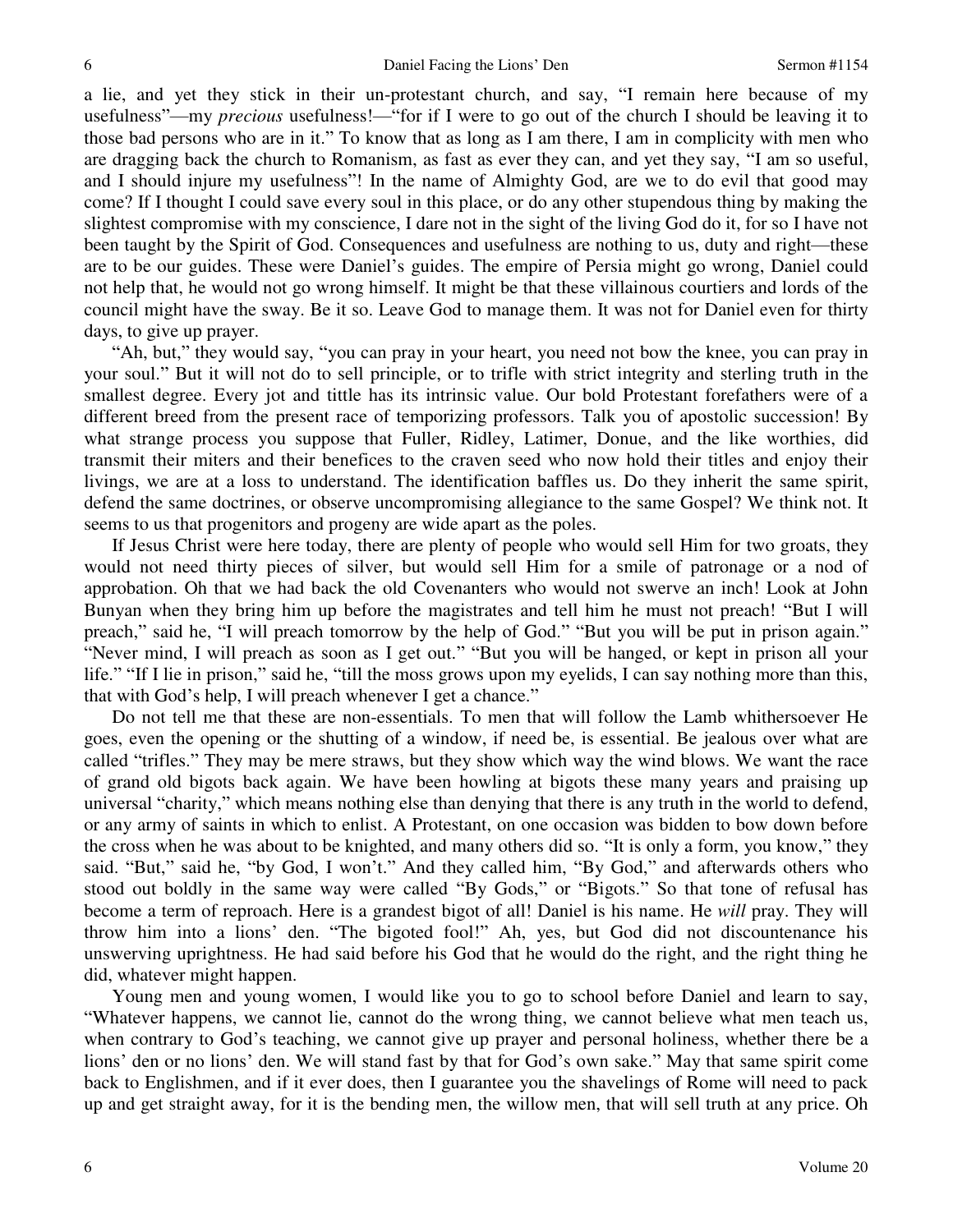a lie, and yet they stick in their un-protestant church, and say, "I remain here because of my usefulness"—my *precious* usefulness!—"for if I were to go out of the church I should be leaving it to those bad persons who are in it." To know that as long as I am there, I am in complicity with men who are dragging back the church to Romanism, as fast as ever they can, and yet they say, "I am so useful, and I should injure my usefulness"! In the name of Almighty God, are we to do evil that good may come? If I thought I could save every soul in this place, or do any other stupendous thing by making the slightest compromise with my conscience, I dare not in the sight of the living God do it, for so I have not been taught by the Spirit of God. Consequences and usefulness are nothing to us, duty and right—these are to be our guides. These were Daniel's guides. The empire of Persia might go wrong, Daniel could not help that, he would not go wrong himself. It might be that these villainous courtiers and lords of the council might have the sway. Be it so. Leave God to manage them. It was not for Daniel even for thirty days, to give up prayer.

"Ah, but," they would say, "you can pray in your heart, you need not bow the knee, you can pray in your soul." But it will not do to sell principle, or to trifle with strict integrity and sterling truth in the smallest degree. Every jot and tittle has its intrinsic value. Our bold Protestant forefathers were of a different breed from the present race of temporizing professors. Talk you of apostolic succession! By what strange process you suppose that Fuller, Ridley, Latimer, Donue, and the like worthies, did transmit their miters and their benefices to the craven seed who now hold their titles and enjoy their livings, we are at a loss to understand. The identification baffles us. Do they inherit the same spirit, defend the same doctrines, or observe uncompromising allegiance to the same Gospel? We think not. It seems to us that progenitors and progeny are wide apart as the poles.

If Jesus Christ were here today, there are plenty of people who would sell Him for two groats, they would not need thirty pieces of silver, but would sell Him for a smile of patronage or a nod of approbation. Oh that we had back the old Covenanters who would not swerve an inch! Look at John Bunyan when they bring him up before the magistrates and tell him he must not preach! "But I will preach," said he, "I will preach tomorrow by the help of God." "But you will be put in prison again." "Never mind, I will preach as soon as I get out." "But you will be hanged, or kept in prison all your life." "If I lie in prison," said he, "till the moss grows upon my eyelids, I can say nothing more than this, that with God's help, I will preach whenever I get a chance."

Do not tell me that these are non-essentials. To men that will follow the Lamb whithersoever He goes, even the opening or the shutting of a window, if need be, is essential. Be jealous over what are called "trifles." They may be mere straws, but they show which way the wind blows. We want the race of grand old bigots back again. We have been howling at bigots these many years and praising up universal "charity," which means nothing else than denying that there is any truth in the world to defend, or any army of saints in which to enlist. A Protestant, on one occasion was bidden to bow down before the cross when he was about to be knighted, and many others did so. "It is only a form, you know," they said. "But," said he, "by God, I won't." And they called him, "By God," and afterwards others who stood out boldly in the same way were called "By Gods," or "Bigots." So that tone of refusal has become a term of reproach. Here is a grandest bigot of all! Daniel is his name. He *will* pray. They will throw him into a lions' den. "The bigoted fool!" Ah, yes, but God did not discountenance his unswerving uprightness. He had said before his God that he would do the right, and the right thing he did, whatever might happen.

Young men and young women, I would like you to go to school before Daniel and learn to say, "Whatever happens, we cannot lie, cannot do the wrong thing, we cannot believe what men teach us, when contrary to God's teaching, we cannot give up prayer and personal holiness, whether there be a lions' den or no lions' den. We will stand fast by that for God's own sake." May that same spirit come back to Englishmen, and if it ever does, then I guarantee you the shavelings of Rome will need to pack up and get straight away, for it is the bending men, the willow men, that will sell truth at any price. Oh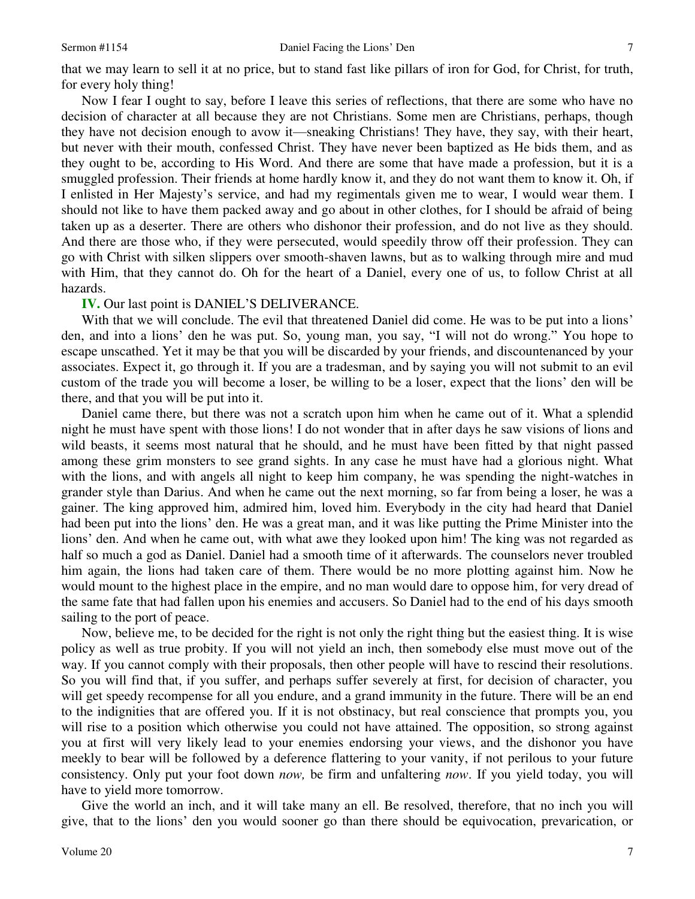that we may learn to sell it at no price, but to stand fast like pillars of iron for God, for Christ, for truth, for every holy thing!

Now I fear I ought to say, before I leave this series of reflections, that there are some who have no decision of character at all because they are not Christians. Some men are Christians, perhaps, though they have not decision enough to avow it—sneaking Christians! They have, they say, with their heart, but never with their mouth, confessed Christ. They have never been baptized as He bids them, and as they ought to be, according to His Word. And there are some that have made a profession, but it is a smuggled profession. Their friends at home hardly know it, and they do not want them to know it. Oh, if I enlisted in Her Majesty's service, and had my regimentals given me to wear, I would wear them. I should not like to have them packed away and go about in other clothes, for I should be afraid of being taken up as a deserter. There are others who dishonor their profession, and do not live as they should. And there are those who, if they were persecuted, would speedily throw off their profession. They can go with Christ with silken slippers over smooth-shaven lawns, but as to walking through mire and mud with Him, that they cannot do. Oh for the heart of a Daniel, every one of us, to follow Christ at all hazards.

**IV.** Our last point is DANIEL'S DELIVERANCE.

With that we will conclude. The evil that threatened Daniel did come. He was to be put into a lions' den, and into a lions' den he was put. So, young man, you say, "I will not do wrong." You hope to escape unscathed. Yet it may be that you will be discarded by your friends, and discountenanced by your associates. Expect it, go through it. If you are a tradesman, and by saying you will not submit to an evil custom of the trade you will become a loser, be willing to be a loser, expect that the lions' den will be there, and that you will be put into it.

Daniel came there, but there was not a scratch upon him when he came out of it. What a splendid night he must have spent with those lions! I do not wonder that in after days he saw visions of lions and wild beasts, it seems most natural that he should, and he must have been fitted by that night passed among these grim monsters to see grand sights. In any case he must have had a glorious night. What with the lions, and with angels all night to keep him company, he was spending the night-watches in grander style than Darius. And when he came out the next morning, so far from being a loser, he was a gainer. The king approved him, admired him, loved him. Everybody in the city had heard that Daniel had been put into the lions' den. He was a great man, and it was like putting the Prime Minister into the lions' den. And when he came out, with what awe they looked upon him! The king was not regarded as half so much a god as Daniel. Daniel had a smooth time of it afterwards. The counselors never troubled him again, the lions had taken care of them. There would be no more plotting against him. Now he would mount to the highest place in the empire, and no man would dare to oppose him, for very dread of the same fate that had fallen upon his enemies and accusers. So Daniel had to the end of his days smooth sailing to the port of peace.

Now, believe me, to be decided for the right is not only the right thing but the easiest thing. It is wise policy as well as true probity. If you will not yield an inch, then somebody else must move out of the way. If you cannot comply with their proposals, then other people will have to rescind their resolutions. So you will find that, if you suffer, and perhaps suffer severely at first, for decision of character, you will get speedy recompense for all you endure, and a grand immunity in the future. There will be an end to the indignities that are offered you. If it is not obstinacy, but real conscience that prompts you, you will rise to a position which otherwise you could not have attained. The opposition, so strong against you at first will very likely lead to your enemies endorsing your views, and the dishonor you have meekly to bear will be followed by a deference flattering to your vanity, if not perilous to your future consistency. Only put your foot down *now,* be firm and unfaltering *now*. If you yield today, you will have to yield more tomorrow.

Give the world an inch, and it will take many an ell. Be resolved, therefore, that no inch you will give, that to the lions' den you would sooner go than there should be equivocation, prevarication, or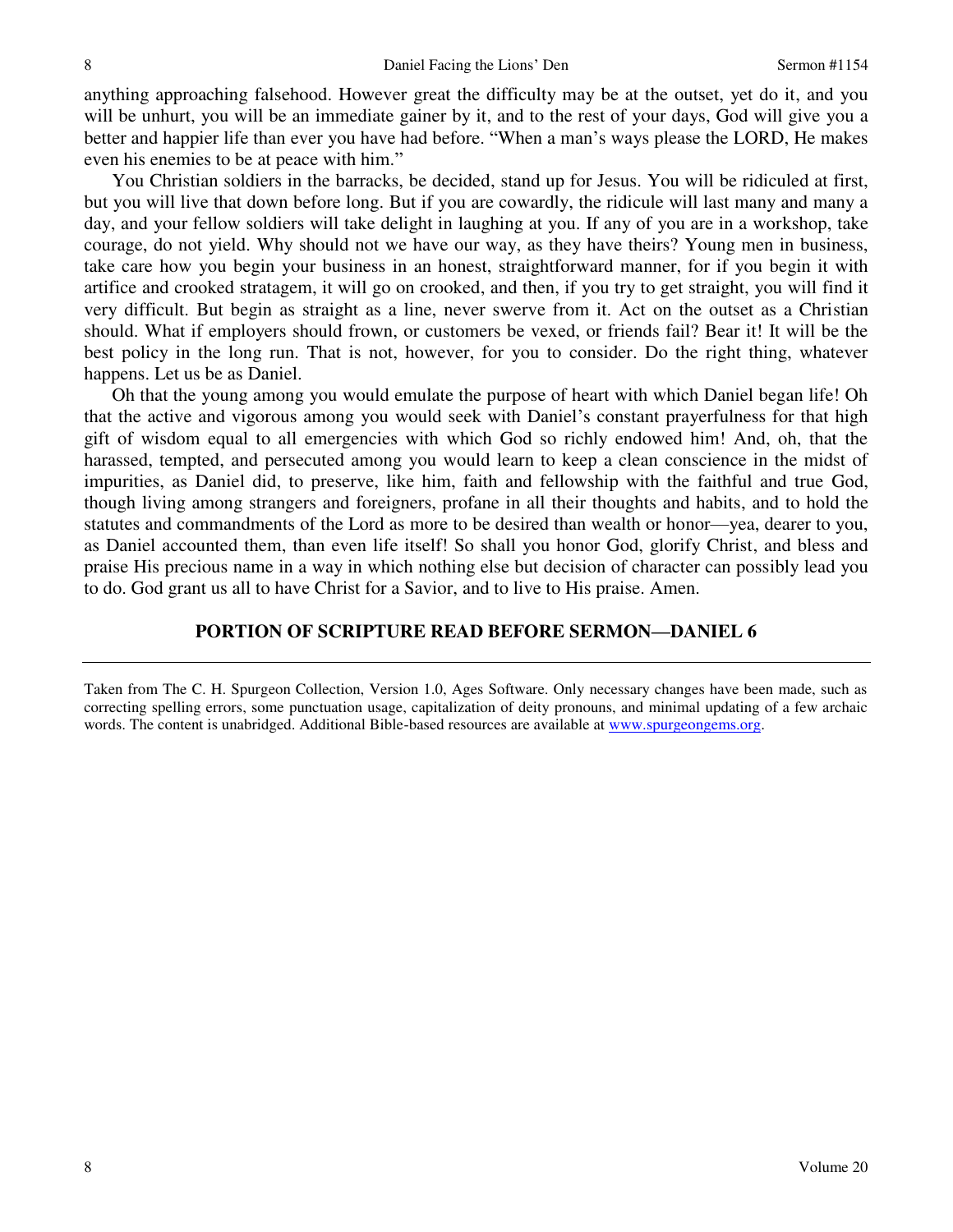anything approaching falsehood. However great the difficulty may be at the outset, yet do it, and you will be unhurt, you will be an immediate gainer by it, and to the rest of your days, God will give you a better and happier life than ever you have had before. "When a man's ways please the LORD, He makes even his enemies to be at peace with him."

You Christian soldiers in the barracks, be decided, stand up for Jesus. You will be ridiculed at first, but you will live that down before long. But if you are cowardly, the ridicule will last many and many a day, and your fellow soldiers will take delight in laughing at you. If any of you are in a workshop, take courage, do not yield. Why should not we have our way, as they have theirs? Young men in business, take care how you begin your business in an honest, straightforward manner, for if you begin it with artifice and crooked stratagem, it will go on crooked, and then, if you try to get straight, you will find it very difficult. But begin as straight as a line, never swerve from it. Act on the outset as a Christian should. What if employers should frown, or customers be vexed, or friends fail? Bear it! It will be the best policy in the long run. That is not, however, for you to consider. Do the right thing, whatever happens. Let us be as Daniel.

Oh that the young among you would emulate the purpose of heart with which Daniel began life! Oh that the active and vigorous among you would seek with Daniel's constant prayerfulness for that high gift of wisdom equal to all emergencies with which God so richly endowed him! And, oh, that the harassed, tempted, and persecuted among you would learn to keep a clean conscience in the midst of impurities, as Daniel did, to preserve, like him, faith and fellowship with the faithful and true God, though living among strangers and foreigners, profane in all their thoughts and habits, and to hold the statutes and commandments of the Lord as more to be desired than wealth or honor—yea, dearer to you, as Daniel accounted them, than even life itself! So shall you honor God, glorify Christ, and bless and praise His precious name in a way in which nothing else but decision of character can possibly lead you to do. God grant us all to have Christ for a Savior, and to live to His praise. Amen.

## PORTION OF SCRIPTURE READ BEFORE SERMON—DANIEL 6

---

Taken from The C. H. Spurgeon Collection, Version 1.0, Ages Software. Only necessary changes have been made, such as correcting spelling errors, some punctuation usage, capitalization of deity pronouns, and minimal updating of a few archaic words. The content is unabridged. Additional Bible-based resources are available at www.spurgeongems.org.